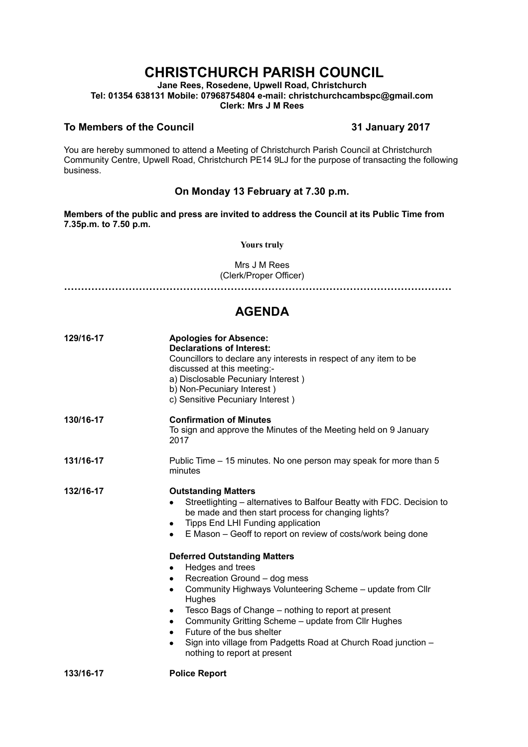# CHRISTCHURCH PARISH COUNCIL

**Jane Rees, Rosedene, Upwell Road, Christchurch**
**Tel: 01354 638131 Mobile: 07968754804 e-mail: christchurchcambspc@gmail.com**
**Clerk: Mrs J M Rees**

**To Members of the Council** **31 January 2017**

You are hereby summoned to attend a Meeting of Christchurch Parish Council at Christchurch Community Centre, Upwell Road, Christchurch PE14 9LJ for the purpose of transacting the following business.

### On Monday 13 February at 7.30 p.m.

**Members of the public and press are invited to address the Council at its Public Time from 7.35p.m. to 7.50 p.m.**

**Yours truly**

Mrs J M Rees
(Clerk/Proper Officer)

---

## AGENDA

**129/16-17** **Apologies for Absence:**
**Declarations of Interest:**
Councillors to declare any interests in respect of any item to be discussed at this meeting:-
a) Disclosable Pecuniary Interest )
b) Non-Pecuniary Interest )
c) Sensitive Pecuniary Interest )

**130/16-17** **Confirmation of Minutes**
To sign and approve the Minutes of the Meeting held on 9 January 2017

**131/16-17** Public Time – 15 minutes. No one person may speak for more than 5 minutes

**132/16-17** **Outstanding Matters**

- Streetlighting – alternatives to Balfour Beatty with FDC. Decision to be made and then start process for changing lights?
- Tipps End LHI Funding application
- E Mason – Geoff to report on review of costs/work being done

**Deferred Outstanding Matters**

- Hedges and trees
- Recreation Ground – dog mess
- Community Highways Volunteering Scheme – update from Cllr Hughes
- Tesco Bags of Change – nothing to report at present
- Community Gritting Scheme – update from Cllr Hughes
- Future of the bus shelter
- Sign into village from Padgetts Road at Church Road junction – nothing to report at present

**133/16-17** **Police Report**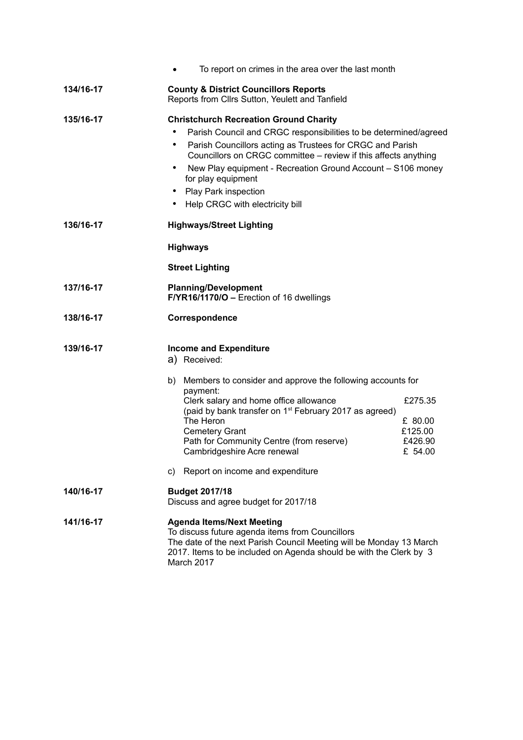- To report on crimes in the area over the last month

**134/16-17** **County & District Councillors Reports**
Reports from Cllrs Sutton, Yeulett and Tanfield

**135/16-17** **Christchurch Recreation Ground Charity**

- Parish Council and CRGC responsibilities to be determined/agreed
- Parish Councillors acting as Trustees for CRGC and Parish Councillors on CRGC committee – review if this affects anything
- New Play equipment - Recreation Ground Account – S106 money for play equipment
- Play Park inspection
- Help CRGC with electricity bill

**136/16-17** **Highways/Street Lighting**

**Highways**

**Street Lighting**

**137/16-17** **Planning/Development**
**F/YR16/1170/O –** Erection of 16 dwellings

**138/16-17** **Correspondence**

**139/16-17** **Income and Expenditure**

a) Received:

b) Members to consider and approve the following accounts for payment:

| | |
|---|---|
| Clerk salary and home office allowance (paid by bank transfer on 1st February 2017 as agreed) | £275.35 |
| The Heron | £ 80.00 |
| Cemetery Grant | £125.00 |
| Path for Community Centre (from reserve) | £426.90 |
| Cambridgeshire Acre renewal | £ 54.00 |

c) Report on income and expenditure

**140/16-17** **Budget 2017/18**
Discuss and agree budget for 2017/18

**141/16-17** **Agenda Items/Next Meeting**
To discuss future agenda items from Councillors
The date of the next Parish Council Meeting will be Monday 13 March 2017. Items to be included on Agenda should be with the Clerk by 3 March 2017